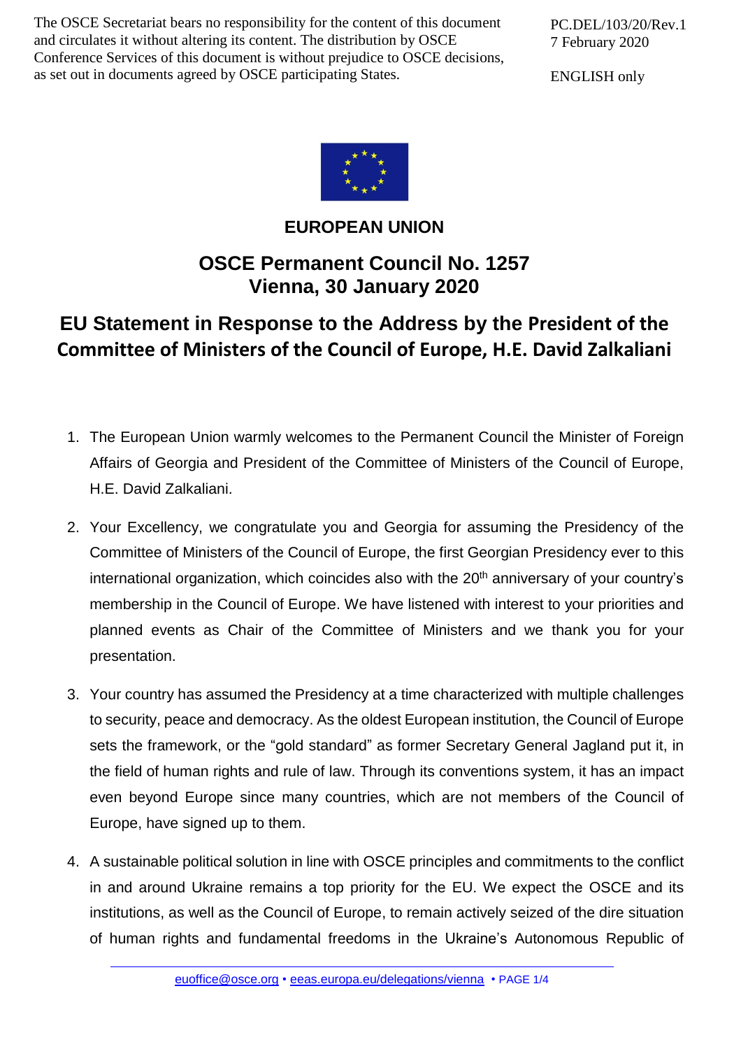The OSCE Secretariat bears no responsibility for the content of this document and circulates it without altering its content. The distribution by OSCE Conference Services of this document is without prejudice to OSCE decisions, as set out in documents agreed by OSCE participating States.

PC.DEL/103/20/Rev.1
7 February 2020

ENGLISH only

**EUROPEAN UNION**

## OSCE Permanent Council No. 1257
## Vienna, 30 January 2020

# EU Statement in Response to the Address by the President of the Committee of Ministers of the Council of Europe, H.E. David Zalkaliani

1. The European Union warmly welcomes to the Permanent Council the Minister of Foreign Affairs of Georgia and President of the Committee of Ministers of the Council of Europe, H.E. David Zalkaliani.

2. Your Excellency, we congratulate you and Georgia for assuming the Presidency of the Committee of Ministers of the Council of Europe, the first Georgian Presidency ever to this international organization, which coincides also with the 20th anniversary of your country's membership in the Council of Europe. We have listened with interest to your priorities and planned events as Chair of the Committee of Ministers and we thank you for your presentation.

3. Your country has assumed the Presidency at a time characterized with multiple challenges to security, peace and democracy. As the oldest European institution, the Council of Europe sets the framework, or the "gold standard" as former Secretary General Jagland put it, in the field of human rights and rule of law. Through its conventions system, it has an impact even beyond Europe since many countries, which are not members of the Council of Europe, have signed up to them.

4. A sustainable political solution in line with OSCE principles and commitments to the conflict in and around Ukraine remains a top priority for the EU. We expect the OSCE and its institutions, as well as the Council of Europe, to remain actively seized of the dire situation of human rights and fundamental freedoms in the Ukraine's Autonomous Republic of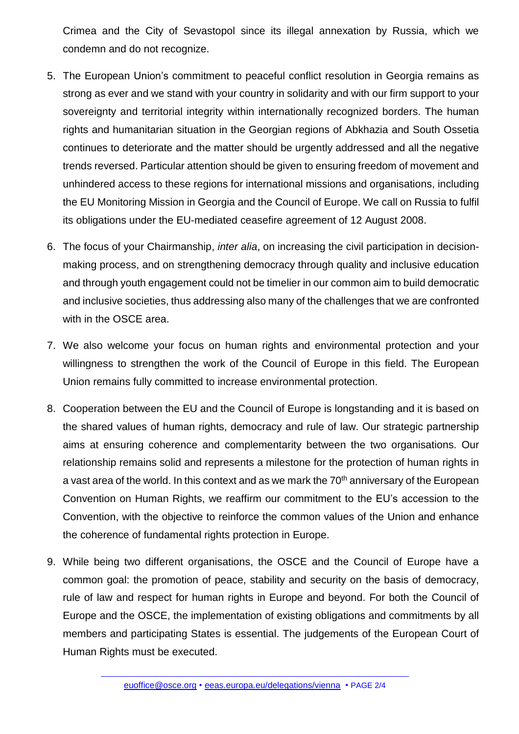Crimea and the City of Sevastopol since its illegal annexation by Russia, which we condemn and do not recognize.

5. The European Union's commitment to peaceful conflict resolution in Georgia remains as strong as ever and we stand with your country in solidarity and with our firm support to your sovereignty and territorial integrity within internationally recognized borders. The human rights and humanitarian situation in the Georgian regions of Abkhazia and South Ossetia continues to deteriorate and the matter should be urgently addressed and all the negative trends reversed. Particular attention should be given to ensuring freedom of movement and unhindered access to these regions for international missions and organisations, including the EU Monitoring Mission in Georgia and the Council of Europe. We call on Russia to fulfil its obligations under the EU-mediated ceasefire agreement of 12 August 2008.

6. The focus of your Chairmanship, *inter alia*, on increasing the civil participation in decision-making process, and on strengthening democracy through quality and inclusive education and through youth engagement could not be timelier in our common aim to build democratic and inclusive societies, thus addressing also many of the challenges that we are confronted with in the OSCE area.

7. We also welcome your focus on human rights and environmental protection and your willingness to strengthen the work of the Council of Europe in this field. The European Union remains fully committed to increase environmental protection.

8. Cooperation between the EU and the Council of Europe is longstanding and it is based on the shared values of human rights, democracy and rule of law. Our strategic partnership aims at ensuring coherence and complementarity between the two organisations. Our relationship remains solid and represents a milestone for the protection of human rights in a vast area of the world. In this context and as we mark the 70th anniversary of the European Convention on Human Rights, we reaffirm our commitment to the EU's accession to the Convention, with the objective to reinforce the common values of the Union and enhance the coherence of fundamental rights protection in Europe.

9. While being two different organisations, the OSCE and the Council of Europe have a common goal: the promotion of peace, stability and security on the basis of democracy, rule of law and respect for human rights in Europe and beyond. For both the Council of Europe and the OSCE, the implementation of existing obligations and commitments by all members and participating States is essential. The judgements of the European Court of Human Rights must be executed.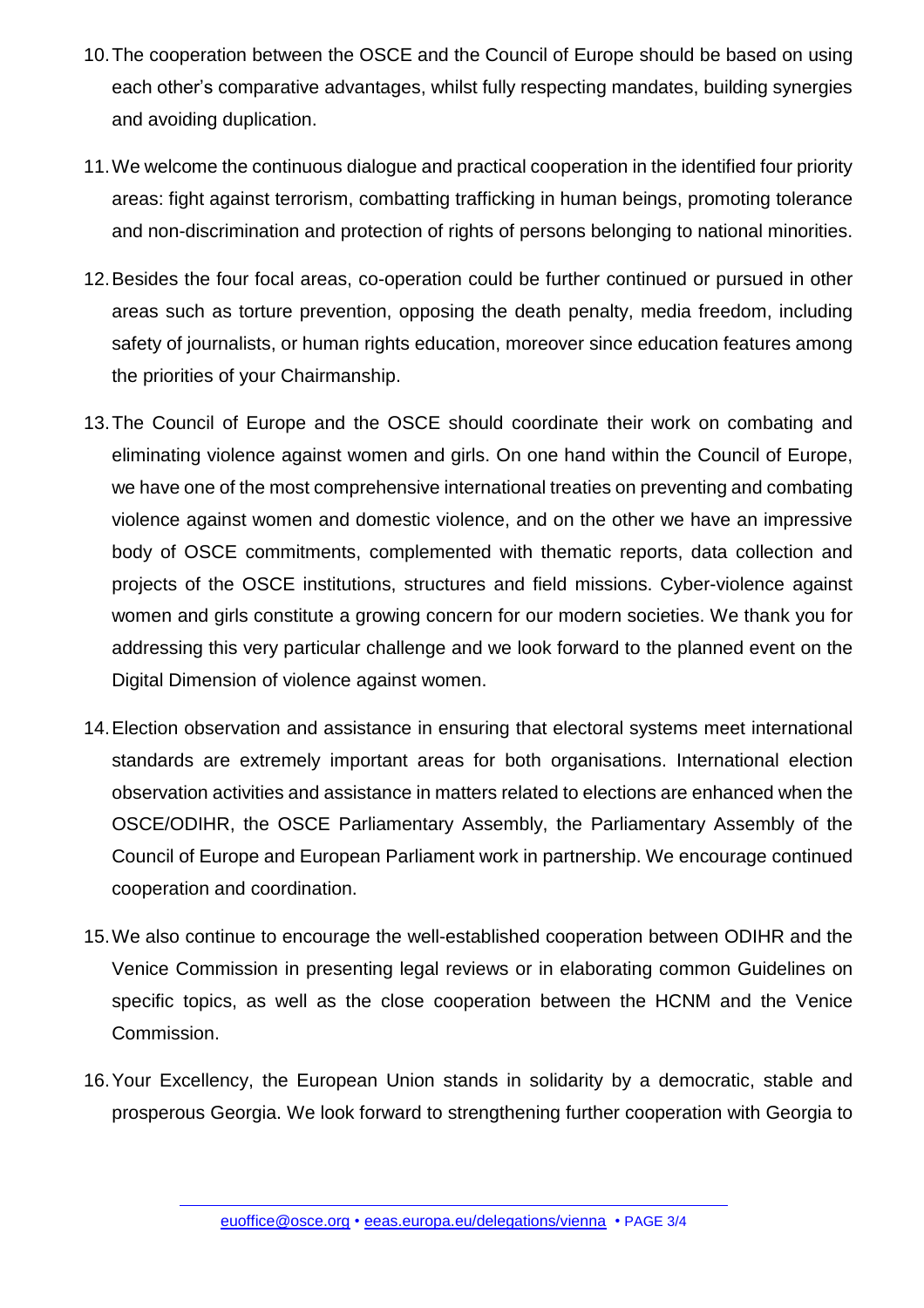10. The cooperation between the OSCE and the Council of Europe should be based on using each other's comparative advantages, whilst fully respecting mandates, building synergies and avoiding duplication.

11. We welcome the continuous dialogue and practical cooperation in the identified four priority areas: fight against terrorism, combatting trafficking in human beings, promoting tolerance and non-discrimination and protection of rights of persons belonging to national minorities.

12. Besides the four focal areas, co-operation could be further continued or pursued in other areas such as torture prevention, opposing the death penalty, media freedom, including safety of journalists, or human rights education, moreover since education features among the priorities of your Chairmanship.

13. The Council of Europe and the OSCE should coordinate their work on combating and eliminating violence against women and girls. On one hand within the Council of Europe, we have one of the most comprehensive international treaties on preventing and combating violence against women and domestic violence, and on the other we have an impressive body of OSCE commitments, complemented with thematic reports, data collection and projects of the OSCE institutions, structures and field missions. Cyber-violence against women and girls constitute a growing concern for our modern societies. We thank you for addressing this very particular challenge and we look forward to the planned event on the Digital Dimension of violence against women.

14. Election observation and assistance in ensuring that electoral systems meet international standards are extremely important areas for both organisations. International election observation activities and assistance in matters related to elections are enhanced when the OSCE/ODIHR, the OSCE Parliamentary Assembly, the Parliamentary Assembly of the Council of Europe and European Parliament work in partnership. We encourage continued cooperation and coordination.

15. We also continue to encourage the well-established cooperation between ODIHR and the Venice Commission in presenting legal reviews or in elaborating common Guidelines on specific topics, as well as the close cooperation between the HCNM and the Venice Commission.

16. Your Excellency, the European Union stands in solidarity by a democratic, stable and prosperous Georgia. We look forward to strengthening further cooperation with Georgia to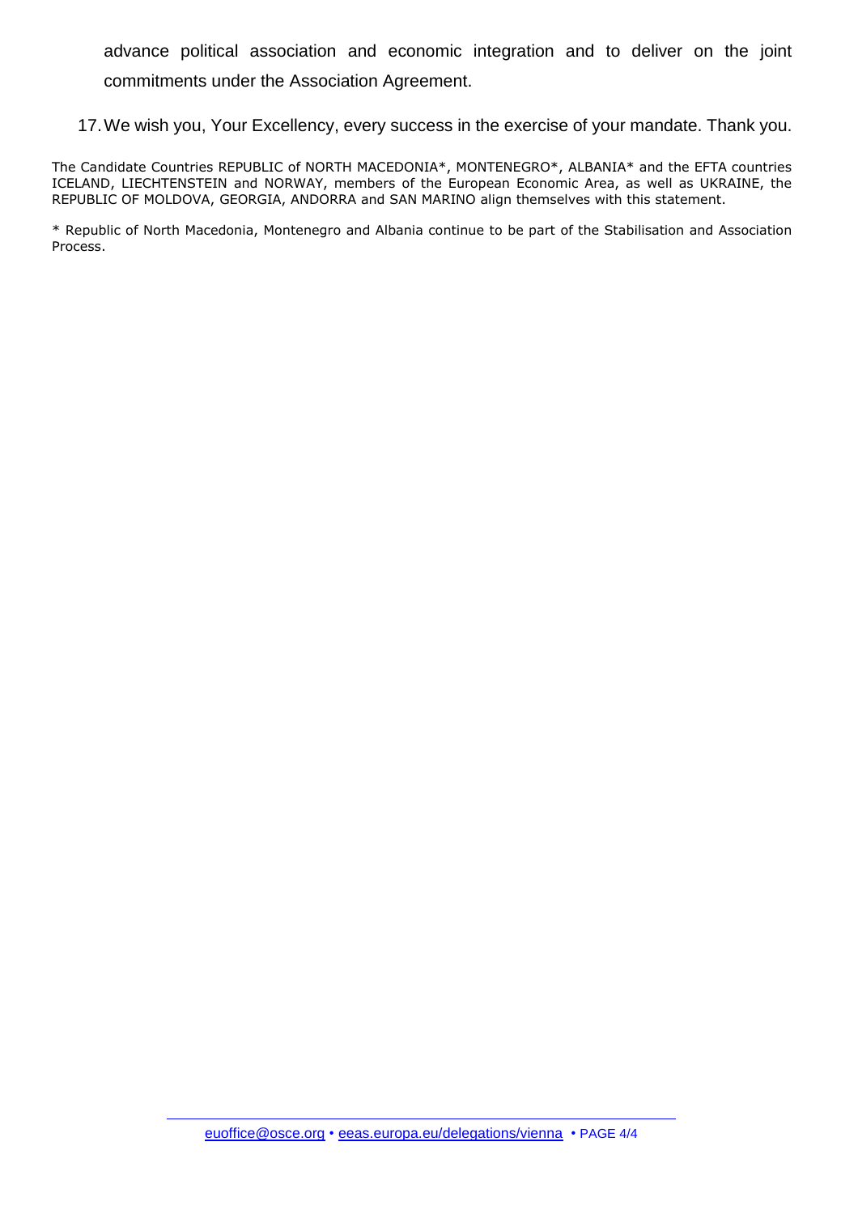advance political association and economic integration and to deliver on the joint commitments under the Association Agreement.

17. We wish you, Your Excellency, every success in the exercise of your mandate. Thank you.

The Candidate Countries REPUBLIC of NORTH MACEDONIA*, MONTENEGRO*, ALBANIA* and the EFTA countries ICELAND, LIECHTENSTEIN and NORWAY, members of the European Economic Area, as well as UKRAINE, the REPUBLIC OF MOLDOVA, GEORGIA, ANDORRA and SAN MARINO align themselves with this statement.

* Republic of North Macedonia, Montenegro and Albania continue to be part of the Stabilisation and Association Process.